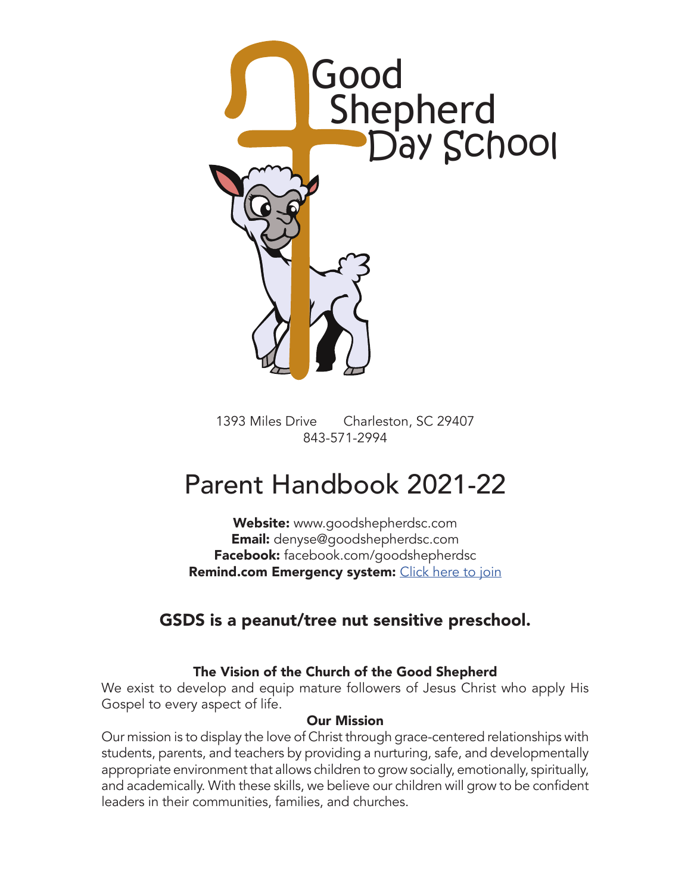Good Shepherd Day School

1393 Miles Drive Charleston, SC 29407
843-571-2994

# Parent Handbook 2021-22

**Website:** www.goodshepherdsc.com
**Email:** denyse@goodshepherdsc.com
**Facebook:** facebook.com/goodshepherdsc
**Remind.com Emergency system:** Click here to join

## GSDS is a peanut/tree nut sensitive preschool.

### The Vision of the Church of the Good Shepherd

We exist to develop and equip mature followers of Jesus Christ who apply His Gospel to every aspect of life.

### Our Mission

Our mission is to display the love of Christ through grace-centered relationships with students, parents, and teachers by providing a nurturing, safe, and developmentally appropriate environment that allows children to grow socially, emotionally, spiritually, and academically. With these skills, we believe our children will grow to be confident leaders in their communities, families, and churches.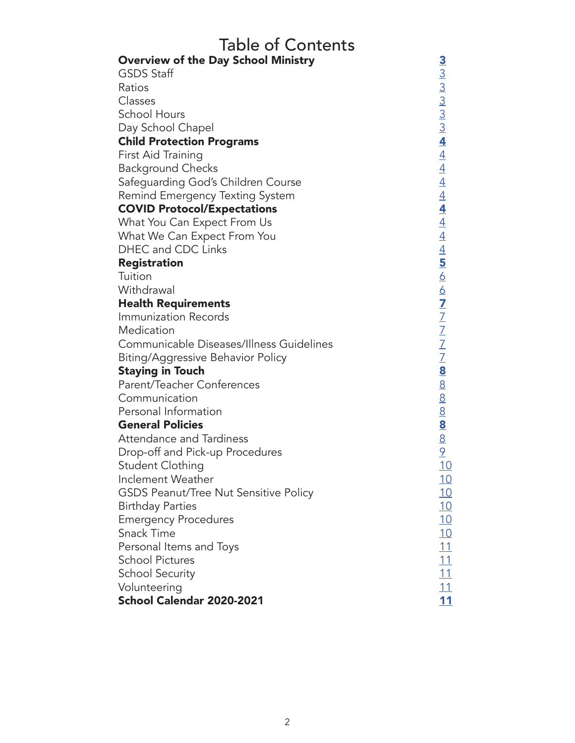# Table of Contents

| | |
|---|---|
| **Overview of the Day School Ministry** | **3** |
| GSDS Staff | 3 |
| Ratios | 3 |
| Classes | 3 |
| School Hours | 3 |
| Day School Chapel | 3 |
| **Child Protection Programs** | **4** |
| First Aid Training | 4 |
| Background Checks | 4 |
| Safeguarding God's Children Course | 4 |
| Remind Emergency Texting System | 4 |
| **COVID Protocol/Expectations** | **4** |
| What You Can Expect From Us | 4 |
| What We Can Expect From You | 4 |
| DHEC and CDC Links | 4 |
| **Registration** | **5** |
| Tuition | 6 |
| Withdrawal | 6 |
| **Health Requirements** | **7** |
| Immunization Records | 7 |
| Medication | 7 |
| Communicable Diseases/Illness Guidelines | 7 |
| Biting/Aggressive Behavior Policy | 7 |
| **Staying in Touch** | **8** |
| Parent/Teacher Conferences | 8 |
| Communication | 8 |
| Personal Information | 8 |
| **General Policies** | **8** |
| Attendance and Tardiness | 8 |
| Drop-off and Pick-up Procedures | 9 |
| Student Clothing | 10 |
| Inclement Weather | 10 |
| GSDS Peanut/Tree Nut Sensitive Policy | 10 |
| Birthday Parties | 10 |
| Emergency Procedures | 10 |
| Snack Time | 10 |
| Personal Items and Toys | 11 |
| School Pictures | 11 |
| School Security | 11 |
| Volunteering | 11 |
| **School Calendar 2020-2021** | **11** |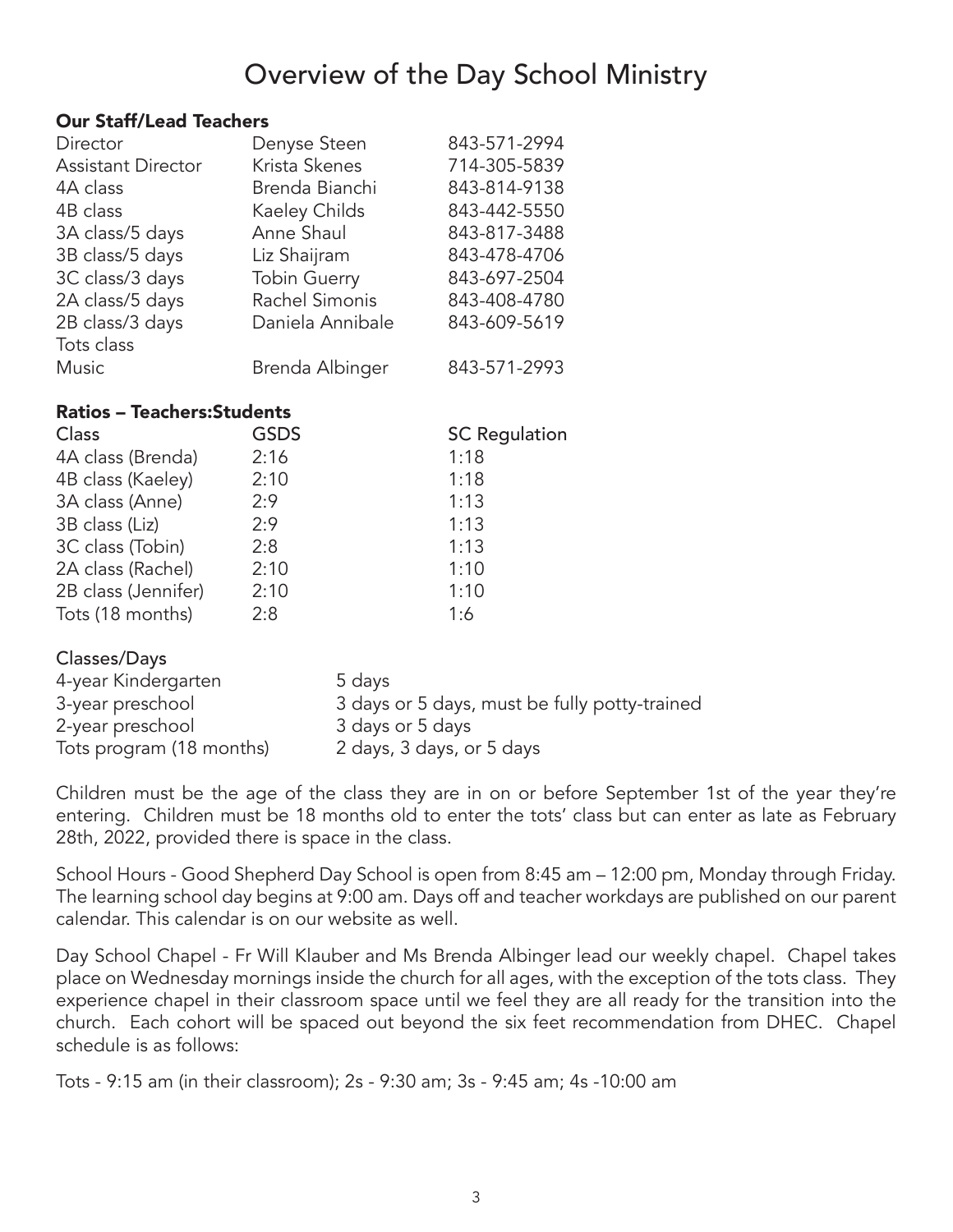# Overview of the Day School Ministry

### Our Staff/Lead Teachers

| | | |
|---|---|---|
| Director | Denyse Steen | 843-571-2994 |
| Assistant Director | Krista Skenes | 714-305-5839 |
| 4A class | Brenda Bianchi | 843-814-9138 |
| 4B class | Kaeley Childs | 843-442-5550 |
| 3A class/5 days | Anne Shaul | 843-817-3488 |
| 3B class/5 days | Liz Shaijram | 843-478-4706 |
| 3C class/3 days | Tobin Guerry | 843-697-2504 |
| 2A class/5 days | Rachel Simonis | 843-408-4780 |
| 2B class/3 days | Daniela Annibale | 843-609-5619 |
| Tots class | | |
| Music | Brenda Albinger | 843-571-2993 |

### Ratios – Teachers:Students

| Class | GSDS | SC Regulation |
|---|---|---|
| 4A class (Brenda) | 2:16 | 1:18 |
| 4B class (Kaeley) | 2:10 | 1:18 |
| 3A class (Anne) | 2:9 | 1:13 |
| 3B class (Liz) | 2:9 | 1:13 |
| 3C class (Tobin) | 2:8 | 1:13 |
| 2A class (Rachel) | 2:10 | 1:10 |
| 2B class (Jennifer) | 2:10 | 1:10 |
| Tots (18 months) | 2:8 | 1:6 |

Classes/Days

| | |
|---|---|
| 4-year Kindergarten | 5 days |
| 3-year preschool | 3 days or 5 days, must be fully potty-trained |
| 2-year preschool | 3 days or 5 days |
| Tots program (18 months) | 2 days, 3 days, or 5 days |

Children must be the age of the class they are in on or before September 1st of the year they're entering. Children must be 18 months old to enter the tots' class but can enter as late as February 28th, 2022, provided there is space in the class.

School Hours - Good Shepherd Day School is open from 8:45 am – 12:00 pm, Monday through Friday. The learning school day begins at 9:00 am. Days off and teacher workdays are published on our parent calendar. This calendar is on our website as well.

Day School Chapel - Fr Will Klauber and Ms Brenda Albinger lead our weekly chapel. Chapel takes place on Wednesday mornings inside the church for all ages, with the exception of the tots class. They experience chapel in their classroom space until we feel they are all ready for the transition into the church. Each cohort will be spaced out beyond the six feet recommendation from DHEC. Chapel schedule is as follows:

Tots - 9:15 am (in their classroom); 2s - 9:30 am; 3s - 9:45 am; 4s -10:00 am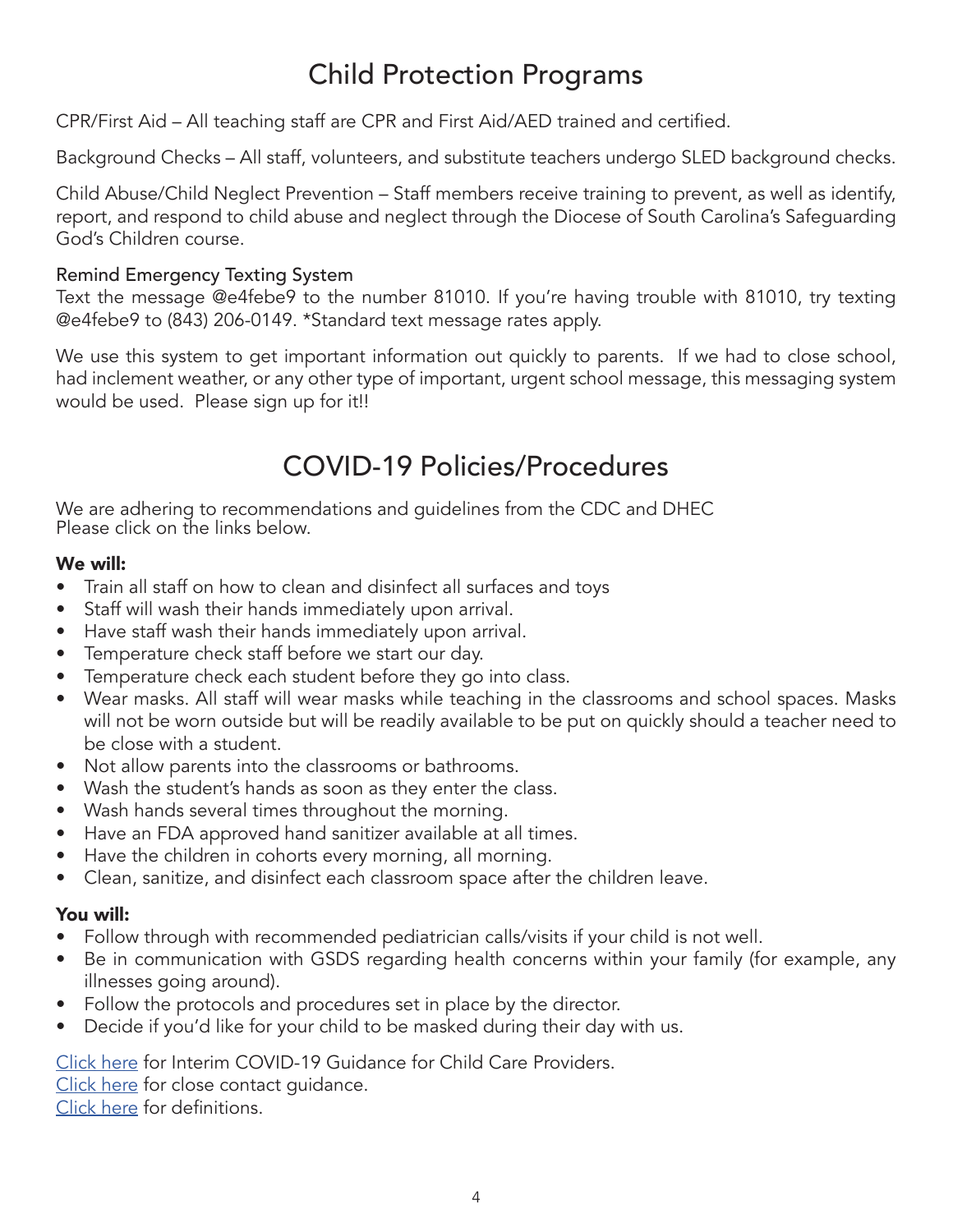# Child Protection Programs

CPR/First Aid – All teaching staff are CPR and First Aid/AED trained and certified.

Background Checks – All staff, volunteers, and substitute teachers undergo SLED background checks.

Child Abuse/Child Neglect Prevention – Staff members receive training to prevent, as well as identify, report, and respond to child abuse and neglect through the Diocese of South Carolina's Safeguarding God's Children course.

### Remind Emergency Texting System

Text the message @e4febe9 to the number 81010. If you're having trouble with 81010, try texting @e4febe9 to (843) 206-0149. *Standard text message rates apply.

We use this system to get important information out quickly to parents. If we had to close school, had inclement weather, or any other type of important, urgent school message, this messaging system would be used. Please sign up for it!!

# COVID-19 Policies/Procedures

We are adhering to recommendations and guidelines from the CDC and DHEC
Please click on the links below.

**We will:**

- Train all staff on how to clean and disinfect all surfaces and toys
- Staff will wash their hands immediately upon arrival.
- Have staff wash their hands immediately upon arrival.
- Temperature check staff before we start our day.
- Temperature check each student before they go into class.
- Wear masks. All staff will wear masks while teaching in the classrooms and school spaces. Masks will not be worn outside but will be readily available to be put on quickly should a teacher need to be close with a student.
- Not allow parents into the classrooms or bathrooms.
- Wash the student's hands as soon as they enter the class.
- Wash hands several times throughout the morning.
- Have an FDA approved hand sanitizer available at all times.
- Have the children in cohorts every morning, all morning.
- Clean, sanitize, and disinfect each classroom space after the children leave.

**You will:**

- Follow through with recommended pediatrician calls/visits if your child is not well.
- Be in communication with GSDS regarding health concerns within your family (for example, any illnesses going around).
- Follow the protocols and procedures set in place by the director.
- Decide if you'd like for your child to be masked during their day with us.

Click here for Interim COVID-19 Guidance for Child Care Providers.
Click here for close contact guidance.
Click here for definitions.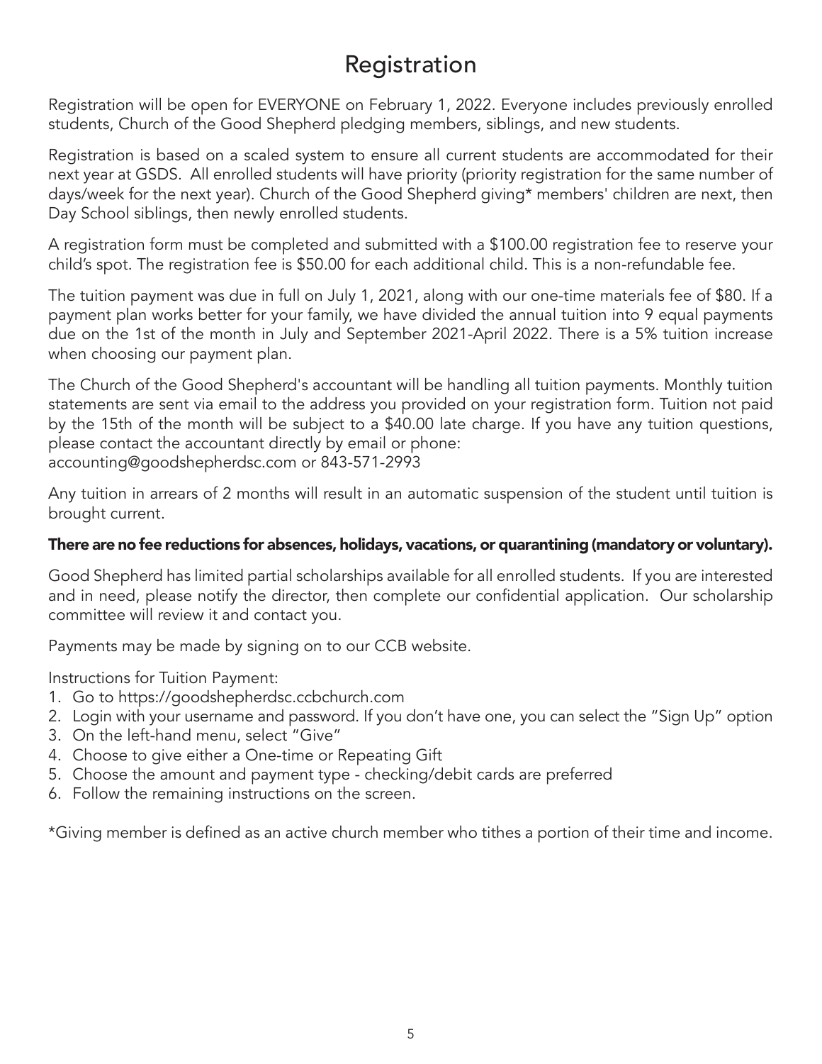# Registration

Registration will be open for EVERYONE on February 1, 2022. Everyone includes previously enrolled students, Church of the Good Shepherd pledging members, siblings, and new students.

Registration is based on a scaled system to ensure all current students are accommodated for their next year at GSDS. All enrolled students will have priority (priority registration for the same number of days/week for the next year). Church of the Good Shepherd giving* members' children are next, then Day School siblings, then newly enrolled students.

A registration form must be completed and submitted with a $100.00 registration fee to reserve your child's spot. The registration fee is $50.00 for each additional child. This is a non-refundable fee.

The tuition payment was due in full on July 1, 2021, along with our one-time materials fee of $80. If a payment plan works better for your family, we have divided the annual tuition into 9 equal payments due on the 1st of the month in July and September 2021-April 2022. There is a 5% tuition increase when choosing our payment plan.

The Church of the Good Shepherd's accountant will be handling all tuition payments. Monthly tuition statements are sent via email to the address you provided on your registration form. Tuition not paid by the 15th of the month will be subject to a $40.00 late charge. If you have any tuition questions, please contact the accountant directly by email or phone:
accounting@goodshepherdsc.com or 843-571-2993

Any tuition in arrears of 2 months will result in an automatic suspension of the student until tuition is brought current.

**There are no fee reductions for absences, holidays, vacations, or quarantining (mandatory or voluntary).**

Good Shepherd has limited partial scholarships available for all enrolled students. If you are interested and in need, please notify the director, then complete our confidential application. Our scholarship committee will review it and contact you.

Payments may be made by signing on to our CCB website.

Instructions for Tuition Payment:

1. Go to https://goodshepherdsc.ccbchurch.com
2. Login with your username and password. If you don't have one, you can select the "Sign Up" option
3. On the left-hand menu, select "Give"
4. Choose to give either a One-time or Repeating Gift
5. Choose the amount and payment type - checking/debit cards are preferred
6. Follow the remaining instructions on the screen.

*Giving member is defined as an active church member who tithes a portion of their time and income.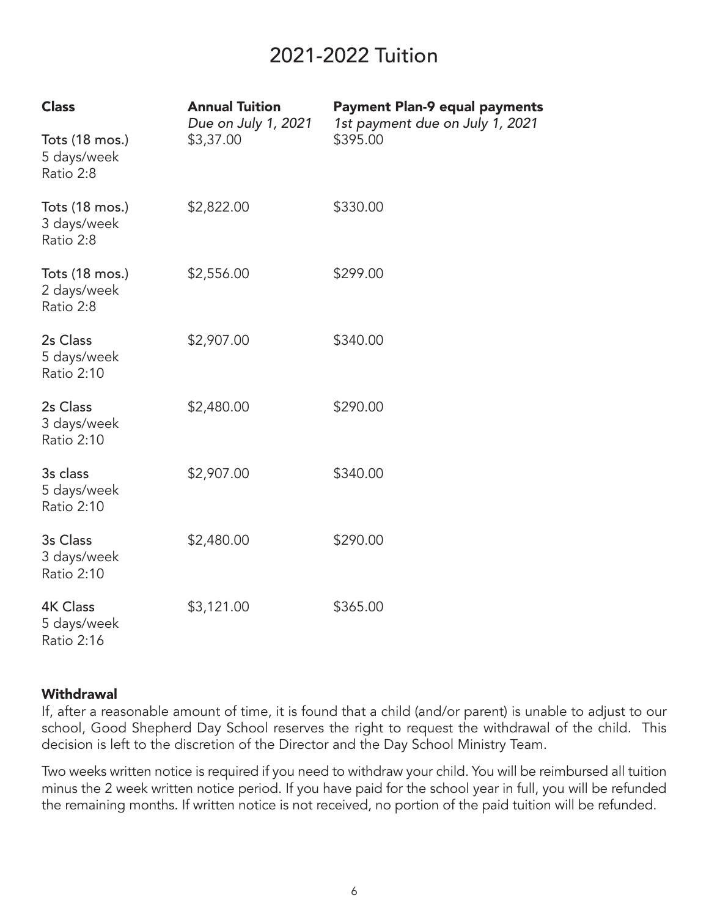# 2021-2022 Tuition

| **Class** | **Annual Tuition** *Due on July 1, 2021* | **Payment Plan-9 equal payments** *1st payment due on July 1, 2021* |
|---|---|---|
| Tots (18 mos.) 5 days/week Ratio 2:8 | $3,37.00 | $395.00 |
| Tots (18 mos.) 3 days/week Ratio 2:8 | $2,822.00 | $330.00 |
| Tots (18 mos.) 2 days/week Ratio 2:8 | $2,556.00 | $299.00 |
| 2s Class 5 days/week Ratio 2:10 | $2,907.00 | $340.00 |
| 2s Class 3 days/week Ratio 2:10 | $2,480.00 | $290.00 |
| 3s class 5 days/week Ratio 2:10 | $2,907.00 | $340.00 |
| 3s Class 3 days/week Ratio 2:10 | $2,480.00 | $290.00 |
| 4K Class 5 days/week Ratio 2:16 | $3,121.00 | $365.00 |

### Withdrawal

If, after a reasonable amount of time, it is found that a child (and/or parent) is unable to adjust to our school, Good Shepherd Day School reserves the right to request the withdrawal of the child. This decision is left to the discretion of the Director and the Day School Ministry Team.

Two weeks written notice is required if you need to withdraw your child. You will be reimbursed all tuition minus the 2 week written notice period. If you have paid for the school year in full, you will be refunded the remaining months. If written notice is not received, no portion of the paid tuition will be refunded.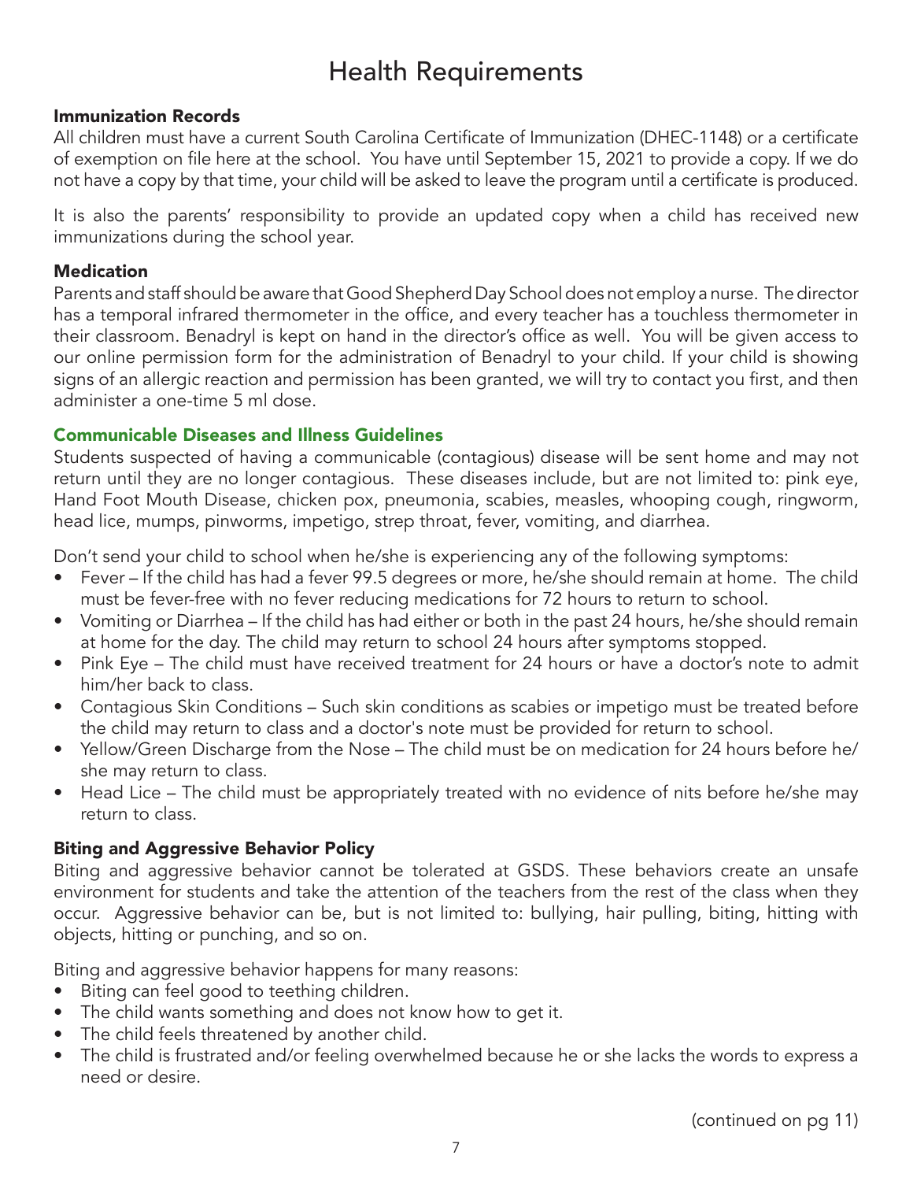# Health Requirements

### Immunization Records

All children must have a current South Carolina Certificate of Immunization (DHEC-1148) or a certificate of exemption on file here at the school. You have until September 15, 2021 to provide a copy. If we do not have a copy by that time, your child will be asked to leave the program until a certificate is produced.

It is also the parents' responsibility to provide an updated copy when a child has received new immunizations during the school year.

### Medication

Parents and staff should be aware that Good Shepherd Day School does not employ a nurse. The director has a temporal infrared thermometer in the office, and every teacher has a touchless thermometer in their classroom. Benadryl is kept on hand in the director's office as well. You will be given access to our online permission form for the administration of Benadryl to your child. If your child is showing signs of an allergic reaction and permission has been granted, we will try to contact you first, and then administer a one-time 5 ml dose.

### Communicable Diseases and Illness Guidelines

Students suspected of having a communicable (contagious) disease will be sent home and may not return until they are no longer contagious. These diseases include, but are not limited to: pink eye, Hand Foot Mouth Disease, chicken pox, pneumonia, scabies, measles, whooping cough, ringworm, head lice, mumps, pinworms, impetigo, strep throat, fever, vomiting, and diarrhea.

Don't send your child to school when he/she is experiencing any of the following symptoms:

- Fever – If the child has had a fever 99.5 degrees or more, he/she should remain at home. The child must be fever-free with no fever reducing medications for 72 hours to return to school.
- Vomiting or Diarrhea – If the child has had either or both in the past 24 hours, he/she should remain at home for the day. The child may return to school 24 hours after symptoms stopped.
- Pink Eye – The child must have received treatment for 24 hours or have a doctor's note to admit him/her back to class.
- Contagious Skin Conditions – Such skin conditions as scabies or impetigo must be treated before the child may return to class and a doctor's note must be provided for return to school.
- Yellow/Green Discharge from the Nose – The child must be on medication for 24 hours before he/she may return to class.
- Head Lice – The child must be appropriately treated with no evidence of nits before he/she may return to class.

### Biting and Aggressive Behavior Policy

Biting and aggressive behavior cannot be tolerated at GSDS. These behaviors create an unsafe environment for students and take the attention of the teachers from the rest of the class when they occur. Aggressive behavior can be, but is not limited to: bullying, hair pulling, biting, hitting with objects, hitting or punching, and so on.

Biting and aggressive behavior happens for many reasons:

- Biting can feel good to teething children.
- The child wants something and does not know how to get it.
- The child feels threatened by another child.
- The child is frustrated and/or feeling overwhelmed because he or she lacks the words to express a need or desire.

(continued on pg 11)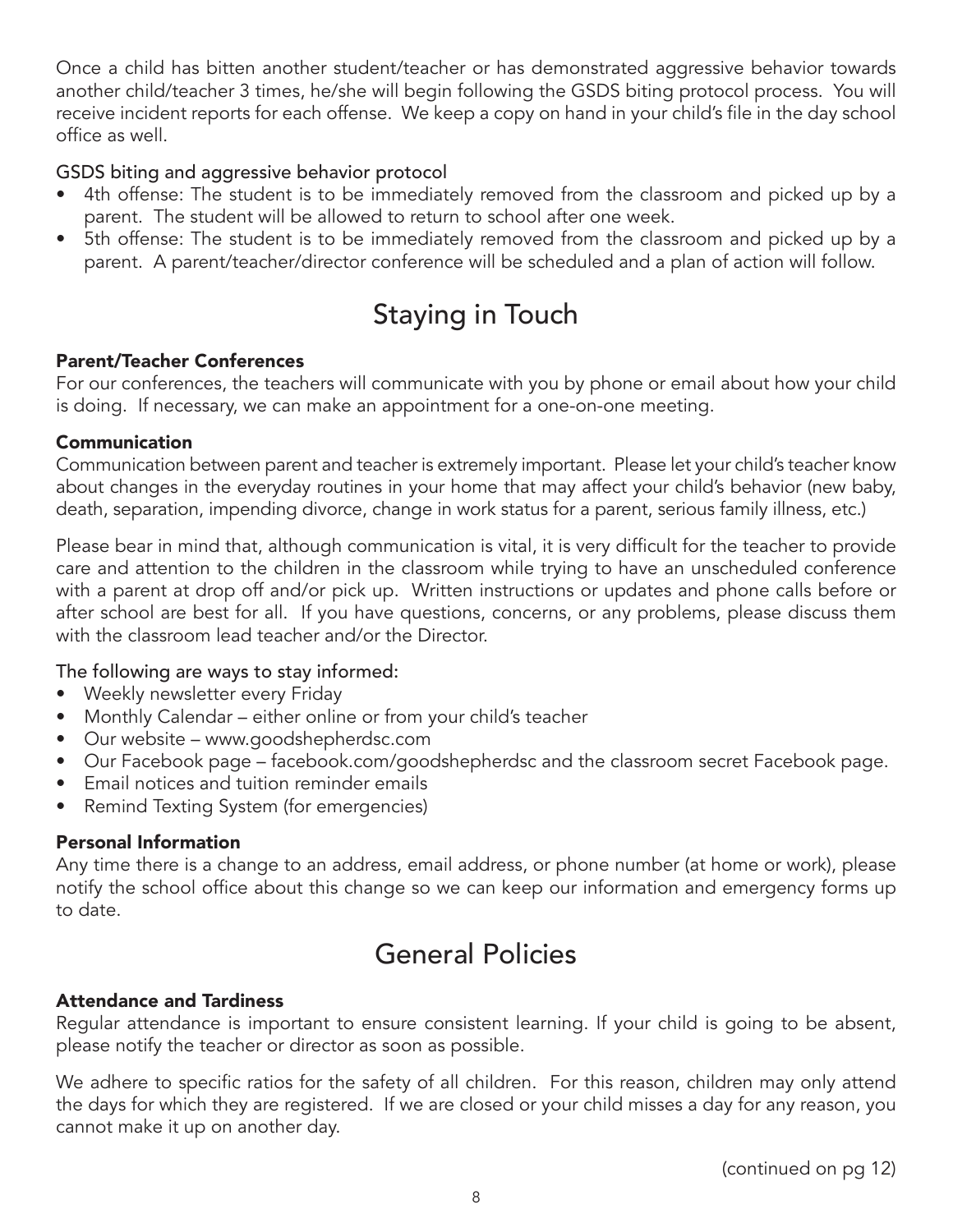Once a child has bitten another student/teacher or has demonstrated aggressive behavior towards another child/teacher 3 times, he/she will begin following the GSDS biting protocol process. You will receive incident reports for each offense. We keep a copy on hand in your child's file in the day school office as well.

GSDS biting and aggressive behavior protocol

- 4th offense: The student is to be immediately removed from the classroom and picked up by a parent. The student will be allowed to return to school after one week.
- 5th offense: The student is to be immediately removed from the classroom and picked up by a parent. A parent/teacher/director conference will be scheduled and a plan of action will follow.

# Staying in Touch

**Parent/Teacher Conferences**

For our conferences, the teachers will communicate with you by phone or email about how your child is doing. If necessary, we can make an appointment for a one-on-one meeting.

**Communication**

Communication between parent and teacher is extremely important. Please let your child's teacher know about changes in the everyday routines in your home that may affect your child's behavior (new baby, death, separation, impending divorce, change in work status for a parent, serious family illness, etc.)

Please bear in mind that, although communication is vital, it is very difficult for the teacher to provide care and attention to the children in the classroom while trying to have an unscheduled conference with a parent at drop off and/or pick up. Written instructions or updates and phone calls before or after school are best for all. If you have questions, concerns, or any problems, please discuss them with the classroom lead teacher and/or the Director.

The following are ways to stay informed:

- Weekly newsletter every Friday
- Monthly Calendar – either online or from your child's teacher
- Our website – www.goodshepherdsc.com
- Our Facebook page – facebook.com/goodshepherdsc and the classroom secret Facebook page.
- Email notices and tuition reminder emails
- Remind Texting System (for emergencies)

**Personal Information**

Any time there is a change to an address, email address, or phone number (at home or work), please notify the school office about this change so we can keep our information and emergency forms up to date.

# General Policies

**Attendance and Tardiness**

Regular attendance is important to ensure consistent learning. If your child is going to be absent, please notify the teacher or director as soon as possible.

We adhere to specific ratios for the safety of all children. For this reason, children may only attend the days for which they are registered. If we are closed or your child misses a day for any reason, you cannot make it up on another day.

(continued on pg 12)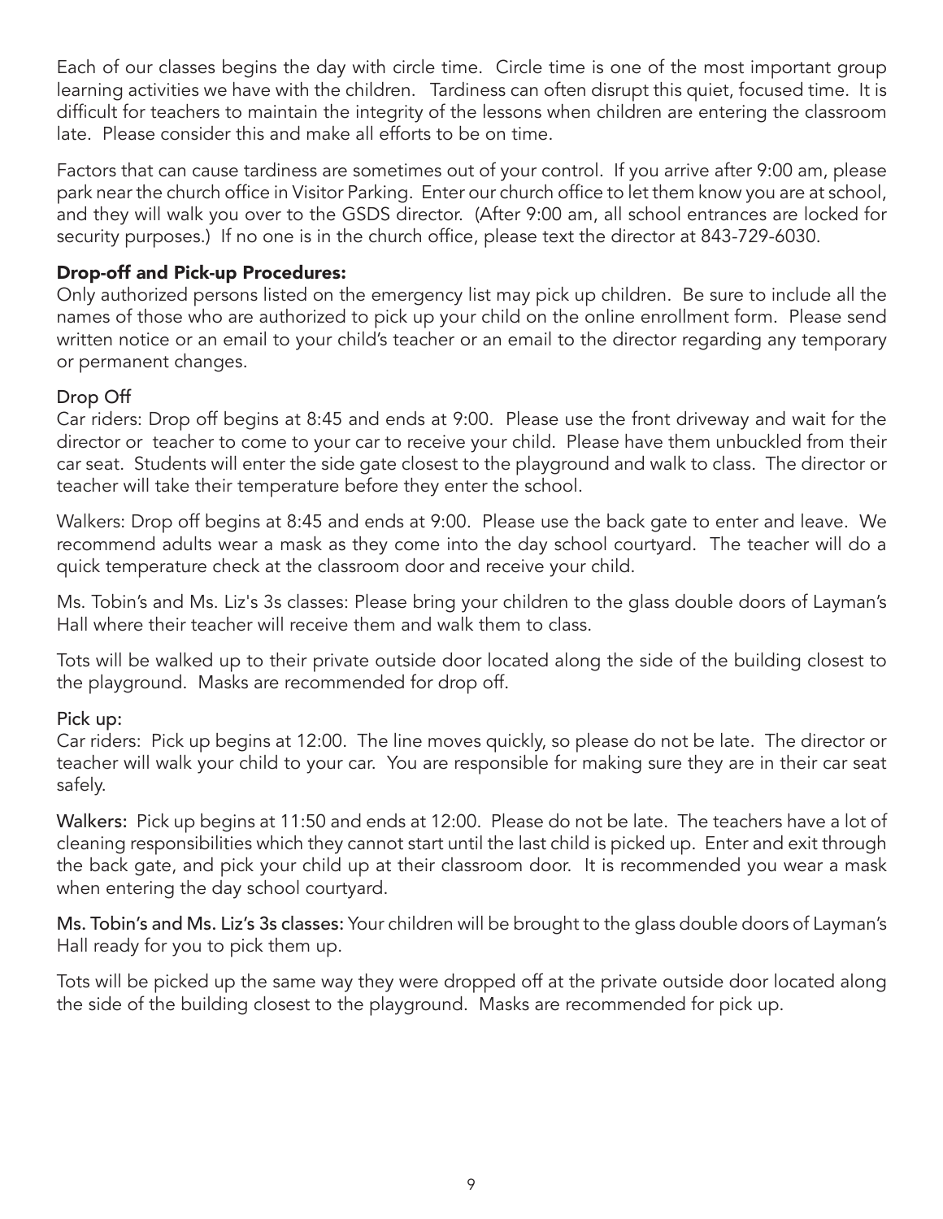Each of our classes begins the day with circle time. Circle time is one of the most important group learning activities we have with the children. Tardiness can often disrupt this quiet, focused time. It is difficult for teachers to maintain the integrity of the lessons when children are entering the classroom late. Please consider this and make all efforts to be on time.

Factors that can cause tardiness are sometimes out of your control. If you arrive after 9:00 am, please park near the church office in Visitor Parking. Enter our church office to let them know you are at school, and they will walk you over to the GSDS director. (After 9:00 am, all school entrances are locked for security purposes.) If no one is in the church office, please text the director at 843-729-6030.

### Drop-off and Pick-up Procedures:

Only authorized persons listed on the emergency list may pick up children. Be sure to include all the names of those who are authorized to pick up your child on the online enrollment form. Please send written notice or an email to your child's teacher or an email to the director regarding any temporary or permanent changes.

#### Drop Off

Car riders: Drop off begins at 8:45 and ends at 9:00. Please use the front driveway and wait for the director or teacher to come to your car to receive your child. Please have them unbuckled from their car seat. Students will enter the side gate closest to the playground and walk to class. The director or teacher will take their temperature before they enter the school.

Walkers: Drop off begins at 8:45 and ends at 9:00. Please use the back gate to enter and leave. We recommend adults wear a mask as they come into the day school courtyard. The teacher will do a quick temperature check at the classroom door and receive your child.

Ms. Tobin's and Ms. Liz's 3s classes: Please bring your children to the glass double doors of Layman's Hall where their teacher will receive them and walk them to class.

Tots will be walked up to their private outside door located along the side of the building closest to the playground. Masks are recommended for drop off.

#### Pick up:

Car riders: Pick up begins at 12:00. The line moves quickly, so please do not be late. The director or teacher will walk your child to your car. You are responsible for making sure they are in their car seat safely.

Walkers: Pick up begins at 11:50 and ends at 12:00. Please do not be late. The teachers have a lot of cleaning responsibilities which they cannot start until the last child is picked up. Enter and exit through the back gate, and pick your child up at their classroom door. It is recommended you wear a mask when entering the day school courtyard.

Ms. Tobin's and Ms. Liz's 3s classes: Your children will be brought to the glass double doors of Layman's Hall ready for you to pick them up.

Tots will be picked up the same way they were dropped off at the private outside door located along the side of the building closest to the playground. Masks are recommended for pick up.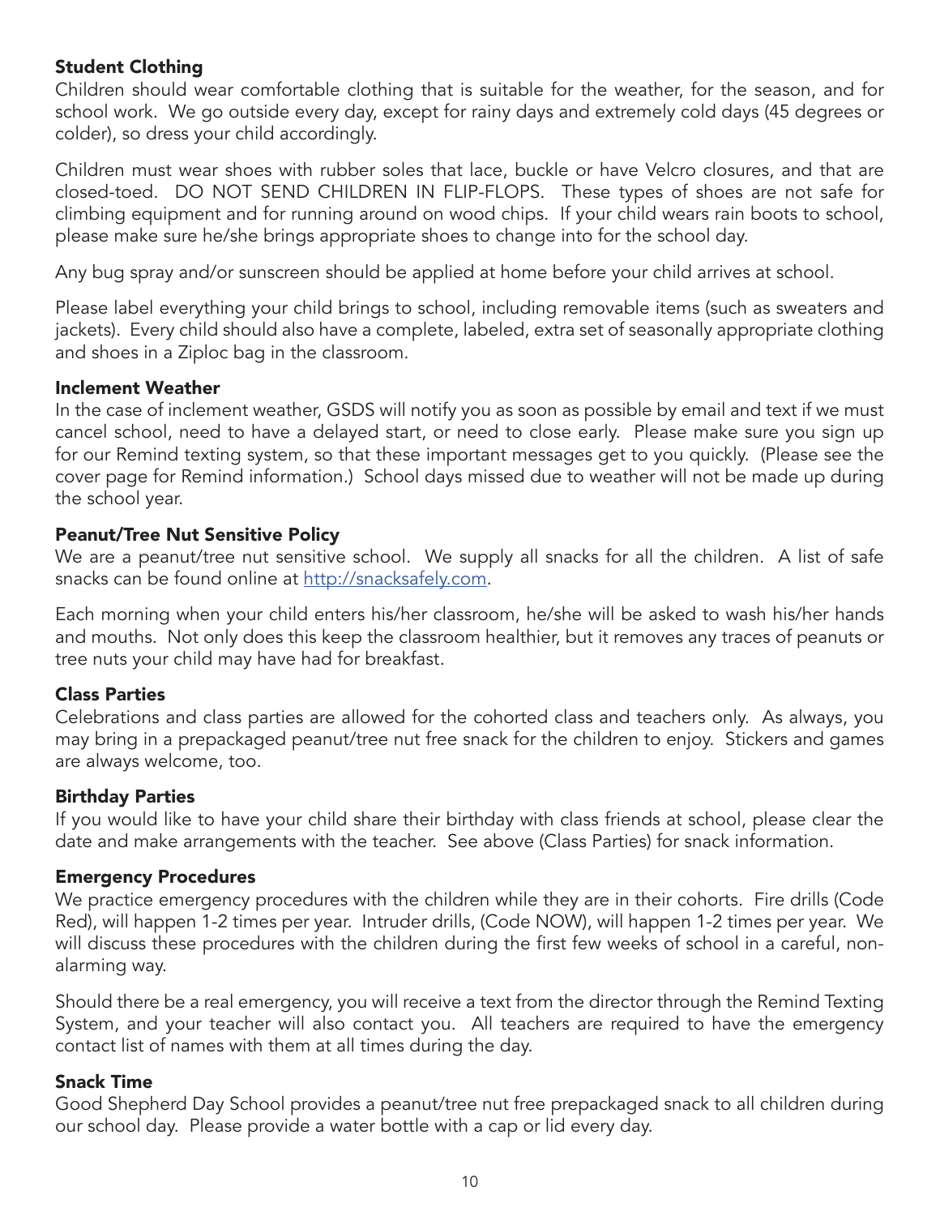### Student Clothing

Children should wear comfortable clothing that is suitable for the weather, for the season, and for school work. We go outside every day, except for rainy days and extremely cold days (45 degrees or colder), so dress your child accordingly.

Children must wear shoes with rubber soles that lace, buckle or have Velcro closures, and that are closed-toed. DO NOT SEND CHILDREN IN FLIP-FLOPS. These types of shoes are not safe for climbing equipment and for running around on wood chips. If your child wears rain boots to school, please make sure he/she brings appropriate shoes to change into for the school day.

Any bug spray and/or sunscreen should be applied at home before your child arrives at school.

Please label everything your child brings to school, including removable items (such as sweaters and jackets). Every child should also have a complete, labeled, extra set of seasonally appropriate clothing and shoes in a Ziploc bag in the classroom.

### Inclement Weather

In the case of inclement weather, GSDS will notify you as soon as possible by email and text if we must cancel school, need to have a delayed start, or need to close early. Please make sure you sign up for our Remind texting system, so that these important messages get to you quickly. (Please see the cover page for Remind information.) School days missed due to weather will not be made up during the school year.

### Peanut/Tree Nut Sensitive Policy

We are a peanut/tree nut sensitive school. We supply all snacks for all the children. A list of safe snacks can be found online at [http://snacksafely.com](http://snacksafely.com).

Each morning when your child enters his/her classroom, he/she will be asked to wash his/her hands and mouths. Not only does this keep the classroom healthier, but it removes any traces of peanuts or tree nuts your child may have had for breakfast.

### Class Parties

Celebrations and class parties are allowed for the cohorted class and teachers only. As always, you may bring in a prepackaged peanut/tree nut free snack for the children to enjoy. Stickers and games are always welcome, too.

### Birthday Parties

If you would like to have your child share their birthday with class friends at school, please clear the date and make arrangements with the teacher. See above (Class Parties) for snack information.

### Emergency Procedures

We practice emergency procedures with the children while they are in their cohorts. Fire drills (Code Red), will happen 1-2 times per year. Intruder drills, (Code NOW), will happen 1-2 times per year. We will discuss these procedures with the children during the first few weeks of school in a careful, non-alarming way.

Should there be a real emergency, you will receive a text from the director through the Remind Texting System, and your teacher will also contact you. All teachers are required to have the emergency contact list of names with them at all times during the day.

### Snack Time

Good Shepherd Day School provides a peanut/tree nut free prepackaged snack to all children during our school day. Please provide a water bottle with a cap or lid every day.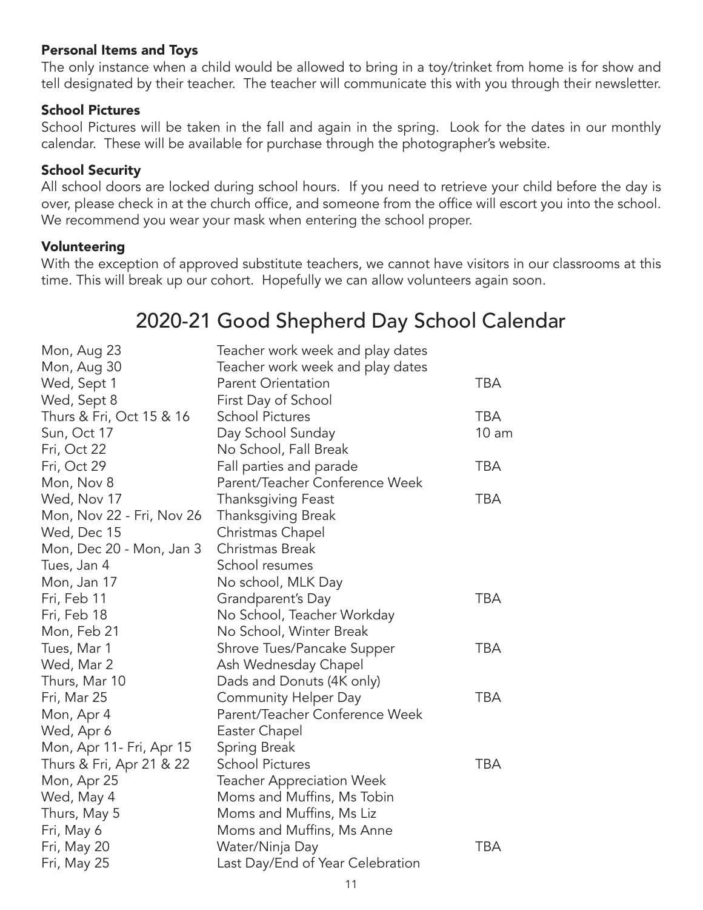### Personal Items and Toys

The only instance when a child would be allowed to bring in a toy/trinket from home is for show and tell designated by their teacher. The teacher will communicate this with you through their newsletter.

### School Pictures

School Pictures will be taken in the fall and again in the spring. Look for the dates in our monthly calendar. These will be available for purchase through the photographer's website.

### School Security

All school doors are locked during school hours. If you need to retrieve your child before the day is over, please check in at the church office, and someone from the office will escort you into the school. We recommend you wear your mask when entering the school proper.

### Volunteering

With the exception of approved substitute teachers, we cannot have visitors in our classrooms at this time. This will break up our cohort. Hopefully we can allow volunteers again soon.

## 2020-21 Good Shepherd Day School Calendar

| | | |
|---|---|---|
| Mon, Aug 23 | Teacher work week and play dates | |
| Mon, Aug 30 | Teacher work week and play dates | |
| Wed, Sept 1 | Parent Orientation | TBA |
| Wed, Sept 8 | First Day of School | |
| Thurs & Fri, Oct 15 & 16 | School Pictures | TBA |
| Sun, Oct 17 | Day School Sunday | 10 am |
| Fri, Oct 22 | No School, Fall Break | |
| Fri, Oct 29 | Fall parties and parade | TBA |
| Mon, Nov 8 | Parent/Teacher Conference Week | |
| Wed, Nov 17 | Thanksgiving Feast | TBA |
| Mon, Nov 22 - Fri, Nov 26 | Thanksgiving Break | |
| Wed, Dec 15 | Christmas Chapel | |
| Mon, Dec 20 - Mon, Jan 3 | Christmas Break | |
| Tues, Jan 4 | School resumes | |
| Mon, Jan 17 | No school, MLK Day | |
| Fri, Feb 11 | Grandparent's Day | TBA |
| Fri, Feb 18 | No School, Teacher Workday | |
| Mon, Feb 21 | No School, Winter Break | |
| Tues, Mar 1 | Shrove Tues/Pancake Supper | TBA |
| Wed, Mar 2 | Ash Wednesday Chapel | |
| Thurs, Mar 10 | Dads and Donuts (4K only) | |
| Fri, Mar 25 | Community Helper Day | TBA |
| Mon, Apr 4 | Parent/Teacher Conference Week | |
| Wed, Apr 6 | Easter Chapel | |
| Mon, Apr 11- Fri, Apr 15 | Spring Break | |
| Thurs & Fri, Apr 21 & 22 | School Pictures | TBA |
| Mon, Apr 25 | Teacher Appreciation Week | |
| Wed, May 4 | Moms and Muffins, Ms Tobin | |
| Thurs, May 5 | Moms and Muffins, Ms Liz | |
| Fri, May 6 | Moms and Muffins, Ms Anne | |
| Fri, May 20 | Water/Ninja Day | TBA |
| Fri, May 25 | Last Day/End of Year Celebration | |